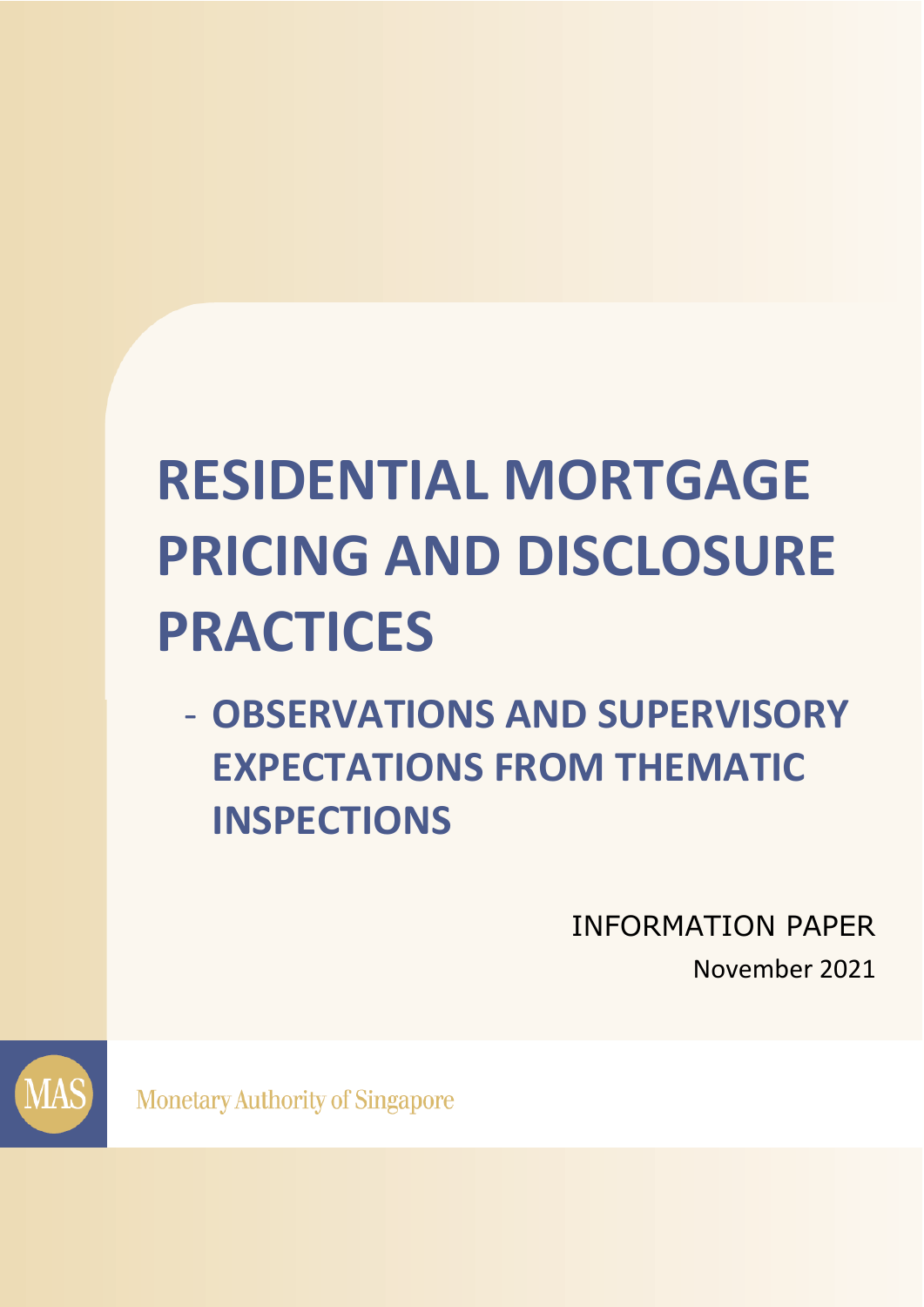# RESIDENTIAL MORTGAGE PRICING AND DISCLOSURE PRACTICES

## - OBSERVATIONS AND SUPERVISORY EXPECTATIONS FROM THEMATIC INSPECTIONS

INFORMATION PAPER

November 2021

Monetary Authority of Singapore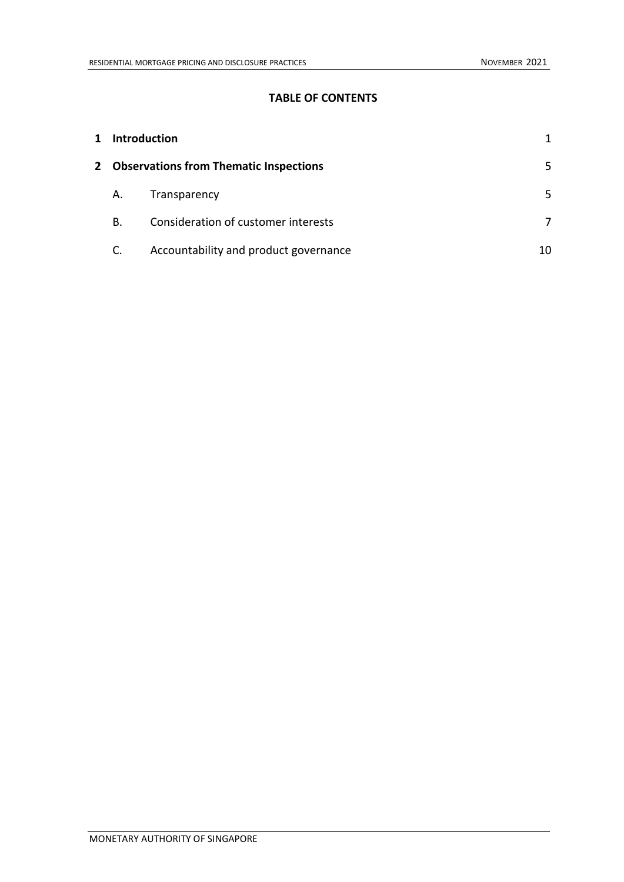**TABLE OF CONTENTS**

| | | |
|---|---|---|
| **1** | **Introduction** | 1 |
| **2** | **Observations from Thematic Inspections** | 5 |
| A. | Transparency | 5 |
| B. | Consideration of customer interests | 7 |
| C. | Accountability and product governance | 10 |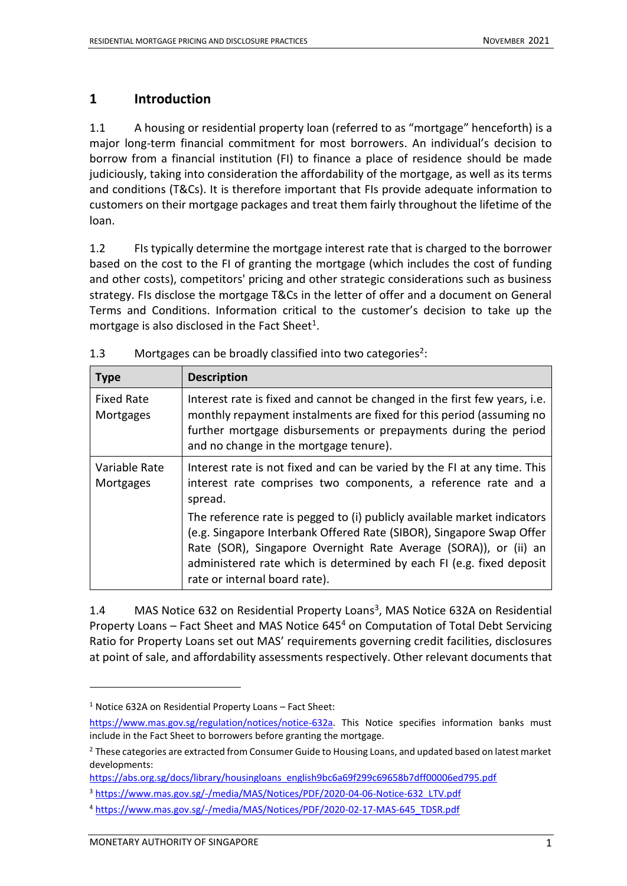# 1 Introduction

1.1 A housing or residential property loan (referred to as "mortgage" henceforth) is a major long-term financial commitment for most borrowers. An individual's decision to borrow from a financial institution (FI) to finance a place of residence should be made judiciously, taking into consideration the affordability of the mortgage, as well as its terms and conditions (T&Cs). It is therefore important that FIs provide adequate information to customers on their mortgage packages and treat them fairly throughout the lifetime of the loan.

1.2 FIs typically determine the mortgage interest rate that is charged to the borrower based on the cost to the FI of granting the mortgage (which includes the cost of funding and other costs), competitors' pricing and other strategic considerations such as business strategy. FIs disclose the mortgage T&Cs in the letter of offer and a document on General Terms and Conditions. Information critical to the customer's decision to take up the mortgage is also disclosed in the Fact Sheet[1].

1.3 Mortgages can be broadly classified into two categories[2]:

| Type | Description |
|---|---|
| Fixed Rate Mortgages | Interest rate is fixed and cannot be changed in the first few years, i.e. monthly repayment instalments are fixed for this period (assuming no further mortgage disbursements or prepayments during the period and no change in the mortgage tenure). |
| Variable Rate Mortgages | Interest rate is not fixed and can be varied by the FI at any time. This interest rate comprises two components, a reference rate and a spread.<br>The reference rate is pegged to (i) publicly available market indicators (e.g. Singapore Interbank Offered Rate (SIBOR), Singapore Swap Offer Rate (SOR), Singapore Overnight Rate Average (SORA)), or (ii) an administered rate which is determined by each FI (e.g. fixed deposit rate or internal board rate). |

1.4 MAS Notice 632 on Residential Property Loans[3], MAS Notice 632A on Residential Property Loans – Fact Sheet and MAS Notice 645[4] on Computation of Total Debt Servicing Ratio for Property Loans set out MAS' requirements governing credit facilities, disclosures at point of sale, and affordability assessments respectively. Other relevant documents that

[1] Notice 632A on Residential Property Loans – Fact Sheet: https://www.mas.gov.sg/regulation/notices/notice-632a. This Notice specifies information banks must include in the Fact Sheet to borrowers before granting the mortgage.

[2] These categories are extracted from Consumer Guide to Housing Loans, and updated based on latest market developments: https://abs.org.sg/docs/library/housingloans_english9bc6a69f299c69658b7dff00006ed795.pdf

[3] https://www.mas.gov.sg/-/media/MAS/Notices/PDF/2020-04-06-Notice-632_LTV.pdf

[4] https://www.mas.gov.sg/-/media/MAS/Notices/PDF/2020-02-17-MAS-645_TDSR.pdf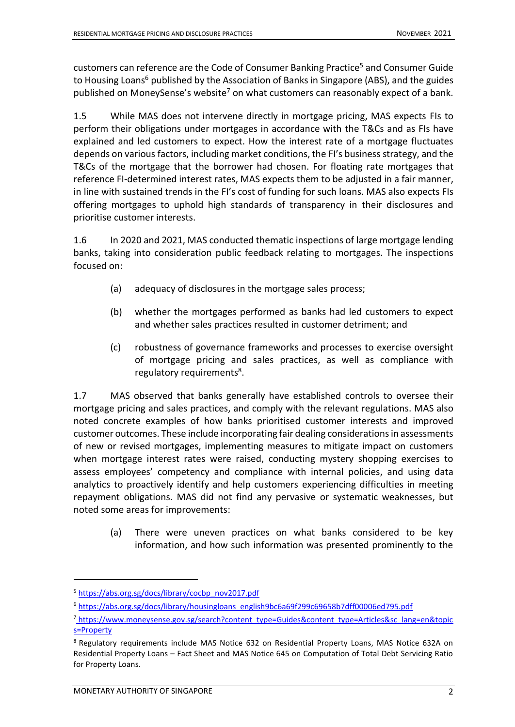customers can reference are the Code of Consumer Banking Practice[5] and Consumer Guide to Housing Loans[6] published by the Association of Banks in Singapore (ABS), and the guides published on MoneySense's website[7] on what customers can reasonably expect of a bank.

1.5 While MAS does not intervene directly in mortgage pricing, MAS expects FIs to perform their obligations under mortgages in accordance with the T&Cs and as FIs have explained and led customers to expect. How the interest rate of a mortgage fluctuates depends on various factors, including market conditions, the FI's business strategy, and the T&Cs of the mortgage that the borrower had chosen. For floating rate mortgages that reference FI-determined interest rates, MAS expects them to be adjusted in a fair manner, in line with sustained trends in the FI's cost of funding for such loans. MAS also expects FIs offering mortgages to uphold high standards of transparency in their disclosures and prioritise customer interests.

1.6 In 2020 and 2021, MAS conducted thematic inspections of large mortgage lending banks, taking into consideration public feedback relating to mortgages. The inspections focused on:

(a) adequacy of disclosures in the mortgage sales process;

(b) whether the mortgages performed as banks had led customers to expect and whether sales practices resulted in customer detriment; and

(c) robustness of governance frameworks and processes to exercise oversight of mortgage pricing and sales practices, as well as compliance with regulatory requirements[8].

1.7 MAS observed that banks generally have established controls to oversee their mortgage pricing and sales practices, and comply with the relevant regulations. MAS also noted concrete examples of how banks prioritised customer interests and improved customer outcomes. These include incorporating fair dealing considerations in assessments of new or revised mortgages, implementing measures to mitigate impact on customers when mortgage interest rates were raised, conducting mystery shopping exercises to assess employees' competency and compliance with internal policies, and using data analytics to proactively identify and help customers experiencing difficulties in meeting repayment obligations. MAS did not find any pervasive or systematic weaknesses, but noted some areas for improvements:

(a) There were uneven practices on what banks considered to be key information, and how such information was presented prominently to the

---

[5] https://abs.org.sg/docs/library/cocbp_nov2017.pdf

[6] https://abs.org.sg/docs/library/housingloans_english9bc6a69f299c69658b7dff00006ed795.pdf

[7] https://www.moneysense.gov.sg/search?content_type=Guides&content_type=Articles&sc_lang=en&topics=Property

[8] Regulatory requirements include MAS Notice 632 on Residential Property Loans, MAS Notice 632A on Residential Property Loans – Fact Sheet and MAS Notice 645 on Computation of Total Debt Servicing Ratio for Property Loans.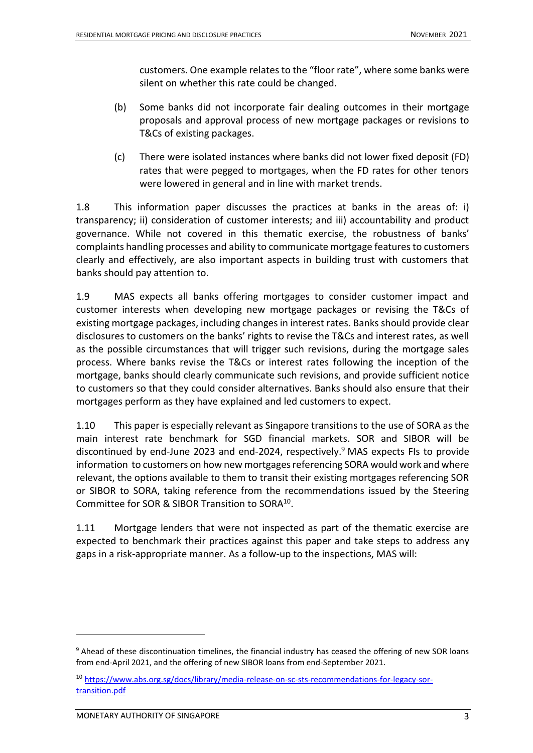customers. One example relates to the "floor rate", where some banks were silent on whether this rate could be changed.

(b) Some banks did not incorporate fair dealing outcomes in their mortgage proposals and approval process of new mortgage packages or revisions to T&Cs of existing packages.

(c) There were isolated instances where banks did not lower fixed deposit (FD) rates that were pegged to mortgages, when the FD rates for other tenors were lowered in general and in line with market trends.

1.8 This information paper discusses the practices at banks in the areas of: i) transparency; ii) consideration of customer interests; and iii) accountability and product governance. While not covered in this thematic exercise, the robustness of banks' complaints handling processes and ability to communicate mortgage features to customers clearly and effectively, are also important aspects in building trust with customers that banks should pay attention to.

1.9 MAS expects all banks offering mortgages to consider customer impact and customer interests when developing new mortgage packages or revising the T&Cs of existing mortgage packages, including changes in interest rates. Banks should provide clear disclosures to customers on the banks' rights to revise the T&Cs and interest rates, as well as the possible circumstances that will trigger such revisions, during the mortgage sales process. Where banks revise the T&Cs or interest rates following the inception of the mortgage, banks should clearly communicate such revisions, and provide sufficient notice to customers so that they could consider alternatives. Banks should also ensure that their mortgages perform as they have explained and led customers to expect.

1.10 This paper is especially relevant as Singapore transitions to the use of SORA as the main interest rate benchmark for SGD financial markets. SOR and SIBOR will be discontinued by end-June 2023 and end-2024, respectively.[9] MAS expects FIs to provide information to customers on how new mortgages referencing SORA would work and where relevant, the options available to them to transit their existing mortgages referencing SOR or SIBOR to SORA, taking reference from the recommendations issued by the Steering Committee for SOR & SIBOR Transition to SORA[10].

1.11 Mortgage lenders that were not inspected as part of the thematic exercise are expected to benchmark their practices against this paper and take steps to address any gaps in a risk-appropriate manner. As a follow-up to the inspections, MAS will:

---

[9] Ahead of these discontinuation timelines, the financial industry has ceased the offering of new SOR loans from end-April 2021, and the offering of new SIBOR loans from end-September 2021.

[10] https://www.abs.org.sg/docs/library/media-release-on-sc-sts-recommendations-for-legacy-sor-transition.pdf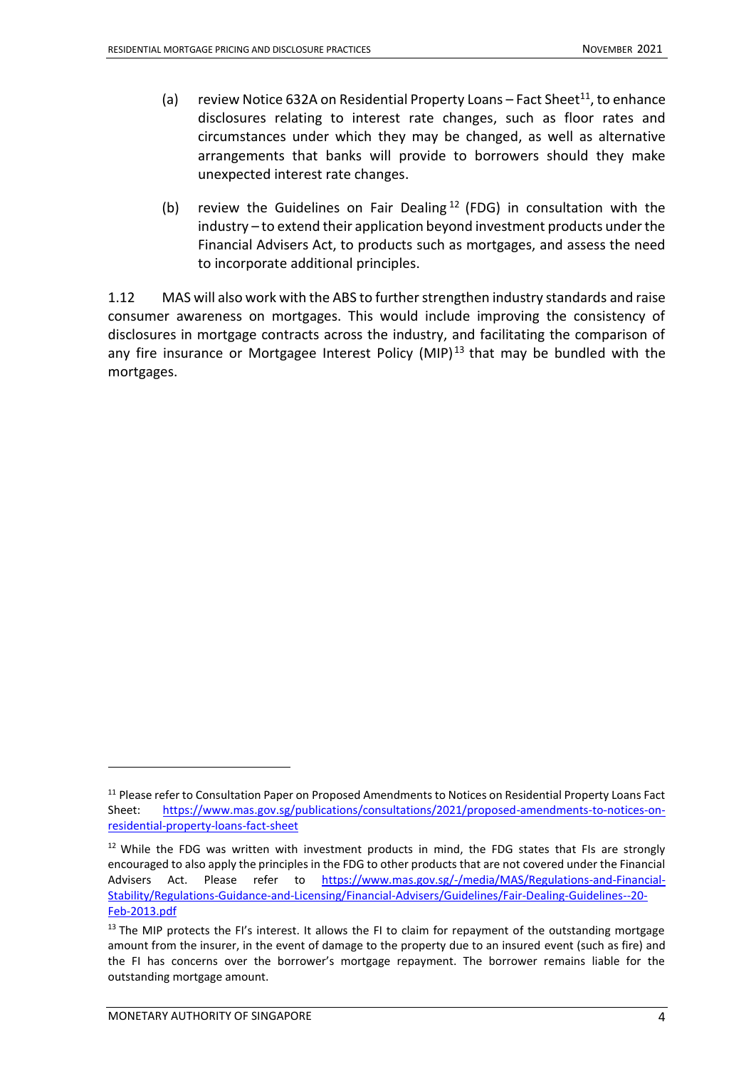(a) review Notice 632A on Residential Property Loans – Fact Sheet[11], to enhance disclosures relating to interest rate changes, such as floor rates and circumstances under which they may be changed, as well as alternative arrangements that banks will provide to borrowers should they make unexpected interest rate changes.

(b) review the Guidelines on Fair Dealing[12] (FDG) in consultation with the industry – to extend their application beyond investment products under the Financial Advisers Act, to products such as mortgages, and assess the need to incorporate additional principles.

1.12 MAS will also work with the ABS to further strengthen industry standards and raise consumer awareness on mortgages. This would include improving the consistency of disclosures in mortgage contracts across the industry, and facilitating the comparison of any fire insurance or Mortgagee Interest Policy (MIP)[13] that may be bundled with the mortgages.

---

[11] Please refer to Consultation Paper on Proposed Amendments to Notices on Residential Property Loans Fact Sheet: https://www.mas.gov.sg/publications/consultations/2021/proposed-amendments-to-notices-on-residential-property-loans-fact-sheet

[12] While the FDG was written with investment products in mind, the FDG states that FIs are strongly encouraged to also apply the principles in the FDG to other products that are not covered under the Financial Advisers Act. Please refer to https://www.mas.gov.sg/-/media/MAS/Regulations-and-Financial-Stability/Regulations-Guidance-and-Licensing/Financial-Advisers/Guidelines/Fair-Dealing-Guidelines--20-Feb-2013.pdf

[13] The MIP protects the FI's interest. It allows the FI to claim for repayment of the outstanding mortgage amount from the insurer, in the event of damage to the property due to an insured event (such as fire) and the FI has concerns over the borrower's mortgage repayment. The borrower remains liable for the outstanding mortgage amount.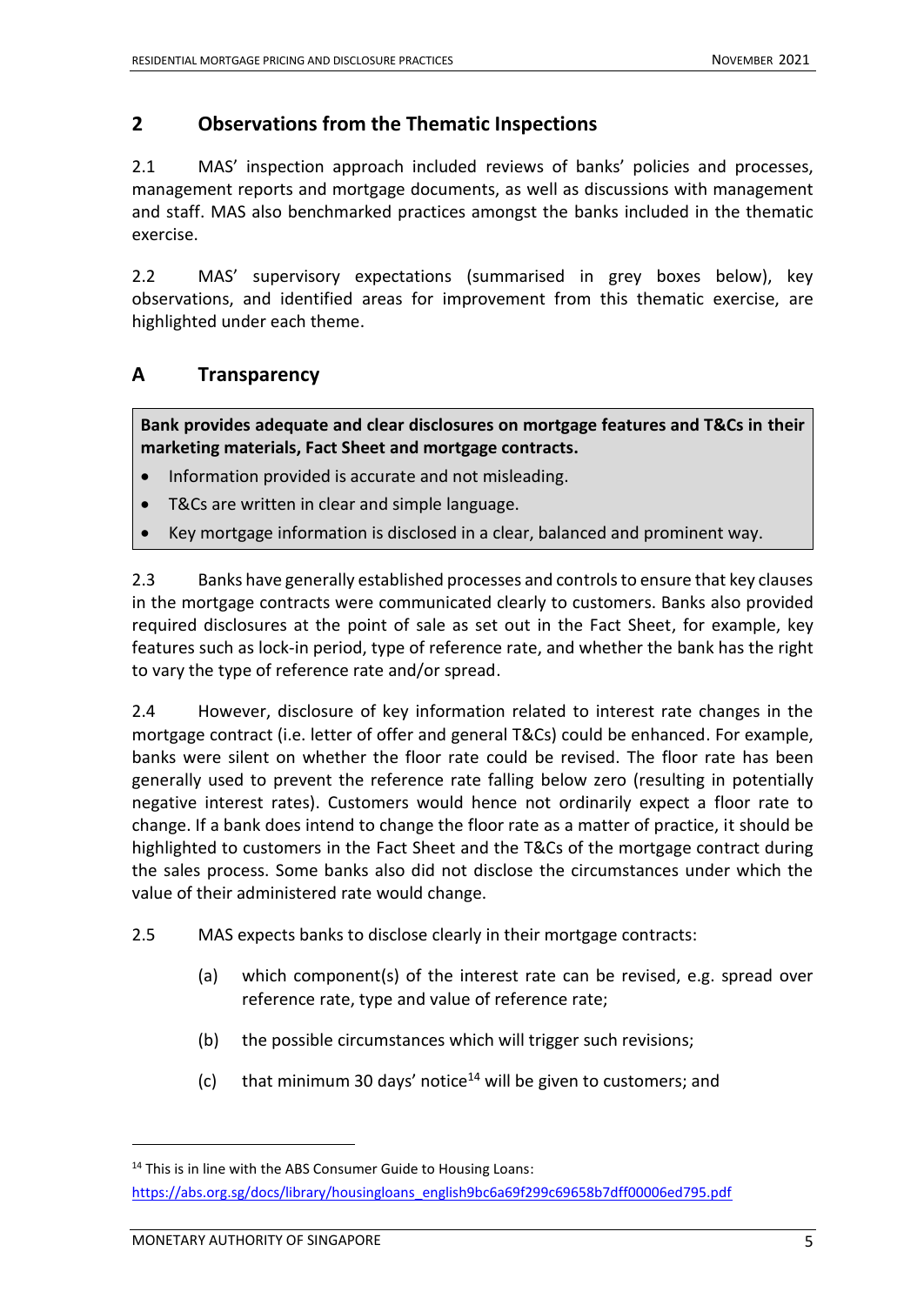## 2 Observations from the Thematic Inspections

2.1 MAS' inspection approach included reviews of banks' policies and processes, management reports and mortgage documents, as well as discussions with management and staff. MAS also benchmarked practices amongst the banks included in the thematic exercise.

2.2 MAS' supervisory expectations (summarised in grey boxes below), key observations, and identified areas for improvement from this thematic exercise, are highlighted under each theme.

## A Transparency

**Bank provides adequate and clear disclosures on mortgage features and T&Cs in their marketing materials, Fact Sheet and mortgage contracts.**

- Information provided is accurate and not misleading.
- T&Cs are written in clear and simple language.
- Key mortgage information is disclosed in a clear, balanced and prominent way.

2.3 Banks have generally established processes and controls to ensure that key clauses in the mortgage contracts were communicated clearly to customers. Banks also provided required disclosures at the point of sale as set out in the Fact Sheet, for example, key features such as lock-in period, type of reference rate, and whether the bank has the right to vary the type of reference rate and/or spread.

2.4 However, disclosure of key information related to interest rate changes in the mortgage contract (i.e. letter of offer and general T&Cs) could be enhanced. For example, banks were silent on whether the floor rate could be revised. The floor rate has been generally used to prevent the reference rate falling below zero (resulting in potentially negative interest rates). Customers would hence not ordinarily expect a floor rate to change. If a bank does intend to change the floor rate as a matter of practice, it should be highlighted to customers in the Fact Sheet and the T&Cs of the mortgage contract during the sales process. Some banks also did not disclose the circumstances under which the value of their administered rate would change.

2.5 MAS expects banks to disclose clearly in their mortgage contracts:

(a) which component(s) of the interest rate can be revised, e.g. spread over reference rate, type and value of reference rate;

(b) the possible circumstances which will trigger such revisions;

(c) that minimum 30 days' notice[14] will be given to customers; and

---

[14] This is in line with the ABS Consumer Guide to Housing Loans: https://abs.org.sg/docs/library/housingloans_english9bc6a69f299c69658b7dff00006ed795.pdf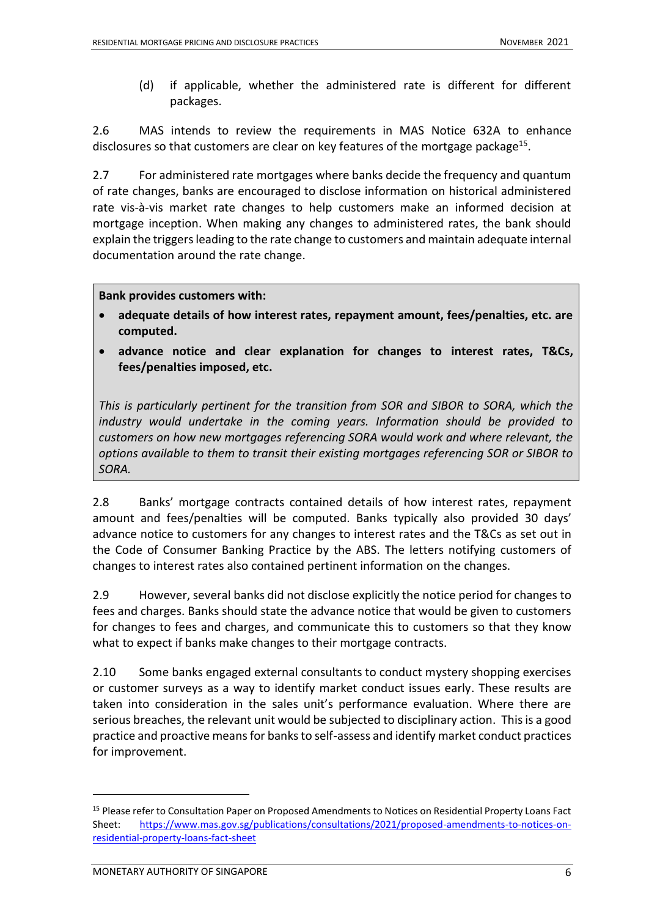(d) if applicable, whether the administered rate is different for different packages.

2.6 MAS intends to review the requirements in MAS Notice 632A to enhance disclosures so that customers are clear on key features of the mortgage package[15].

2.7 For administered rate mortgages where banks decide the frequency and quantum of rate changes, banks are encouraged to disclose information on historical administered rate vis-à-vis market rate changes to help customers make an informed decision at mortgage inception. When making any changes to administered rates, the bank should explain the triggers leading to the rate change to customers and maintain adequate internal documentation around the rate change.

> **Bank provides customers with:**
>
> - **adequate details of how interest rates, repayment amount, fees/penalties, etc. are computed.**
> - **advance notice and clear explanation for changes to interest rates, T&Cs, fees/penalties imposed, etc.**
>
> *This is particularly pertinent for the transition from SOR and SIBOR to SORA, which the industry would undertake in the coming years. Information should be provided to customers on how new mortgages referencing SORA would work and where relevant, the options available to them to transit their existing mortgages referencing SOR or SIBOR to SORA.*

2.8 Banks' mortgage contracts contained details of how interest rates, repayment amount and fees/penalties will be computed. Banks typically also provided 30 days' advance notice to customers for any changes to interest rates and the T&Cs as set out in the Code of Consumer Banking Practice by the ABS. The letters notifying customers of changes to interest rates also contained pertinent information on the changes.

2.9 However, several banks did not disclose explicitly the notice period for changes to fees and charges. Banks should state the advance notice that would be given to customers for changes to fees and charges, and communicate this to customers so that they know what to expect if banks make changes to their mortgage contracts.

2.10 Some banks engaged external consultants to conduct mystery shopping exercises or customer surveys as a way to identify market conduct issues early. These results are taken into consideration in the sales unit's performance evaluation. Where there are serious breaches, the relevant unit would be subjected to disciplinary action. This is a good practice and proactive means for banks to self-assess and identify market conduct practices for improvement.

---

[15] Please refer to Consultation Paper on Proposed Amendments to Notices on Residential Property Loans Fact Sheet: https://www.mas.gov.sg/publications/consultations/2021/proposed-amendments-to-notices-on-residential-property-loans-fact-sheet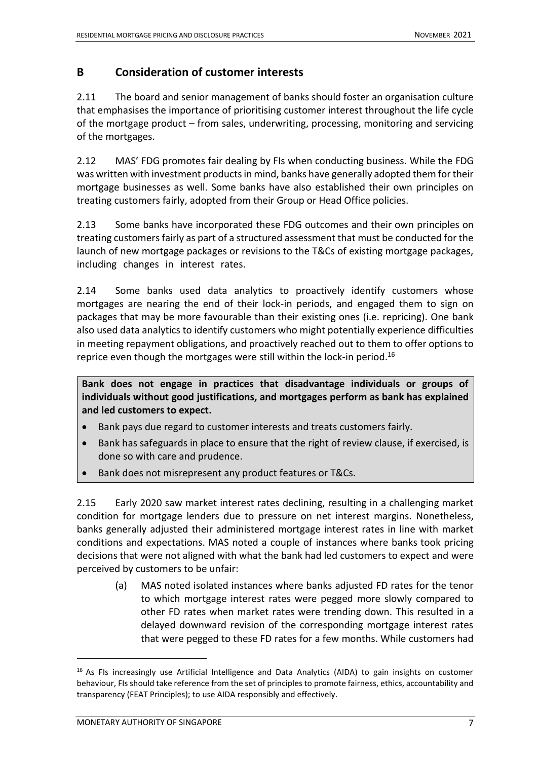## B Consideration of customer interests

2.11 The board and senior management of banks should foster an organisation culture that emphasises the importance of prioritising customer interest throughout the life cycle of the mortgage product – from sales, underwriting, processing, monitoring and servicing of the mortgages.

2.12 MAS' FDG promotes fair dealing by FIs when conducting business. While the FDG was written with investment products in mind, banks have generally adopted them for their mortgage businesses as well. Some banks have also established their own principles on treating customers fairly, adopted from their Group or Head Office policies.

2.13 Some banks have incorporated these FDG outcomes and their own principles on treating customers fairly as part of a structured assessment that must be conducted for the launch of new mortgage packages or revisions to the T&Cs of existing mortgage packages, including changes in interest rates.

2.14 Some banks used data analytics to proactively identify customers whose mortgages are nearing the end of their lock-in periods, and engaged them to sign on packages that may be more favourable than their existing ones (i.e. repricing). One bank also used data analytics to identify customers who might potentially experience difficulties in meeting repayment obligations, and proactively reached out to them to offer options to reprice even though the mortgages were still within the lock-in period.[16]

> **Bank does not engage in practices that disadvantage individuals or groups of individuals without good justifications, and mortgages perform as bank has explained and led customers to expect.**
>
> - Bank pays due regard to customer interests and treats customers fairly.
> - Bank has safeguards in place to ensure that the right of review clause, if exercised, is done so with care and prudence.
> - Bank does not misrepresent any product features or T&Cs.

2.15 Early 2020 saw market interest rates declining, resulting in a challenging market condition for mortgage lenders due to pressure on net interest margins. Nonetheless, banks generally adjusted their administered mortgage interest rates in line with market conditions and expectations. MAS noted a couple of instances where banks took pricing decisions that were not aligned with what the bank had led customers to expect and were perceived by customers to be unfair:

(a) MAS noted isolated instances where banks adjusted FD rates for the tenor to which mortgage interest rates were pegged more slowly compared to other FD rates when market rates were trending down. This resulted in a delayed downward revision of the corresponding mortgage interest rates that were pegged to these FD rates for a few months. While customers had

[16] As FIs increasingly use Artificial Intelligence and Data Analytics (AIDA) to gain insights on customer behaviour, FIs should take reference from the set of principles to promote fairness, ethics, accountability and transparency (FEAT Principles); to use AIDA responsibly and effectively.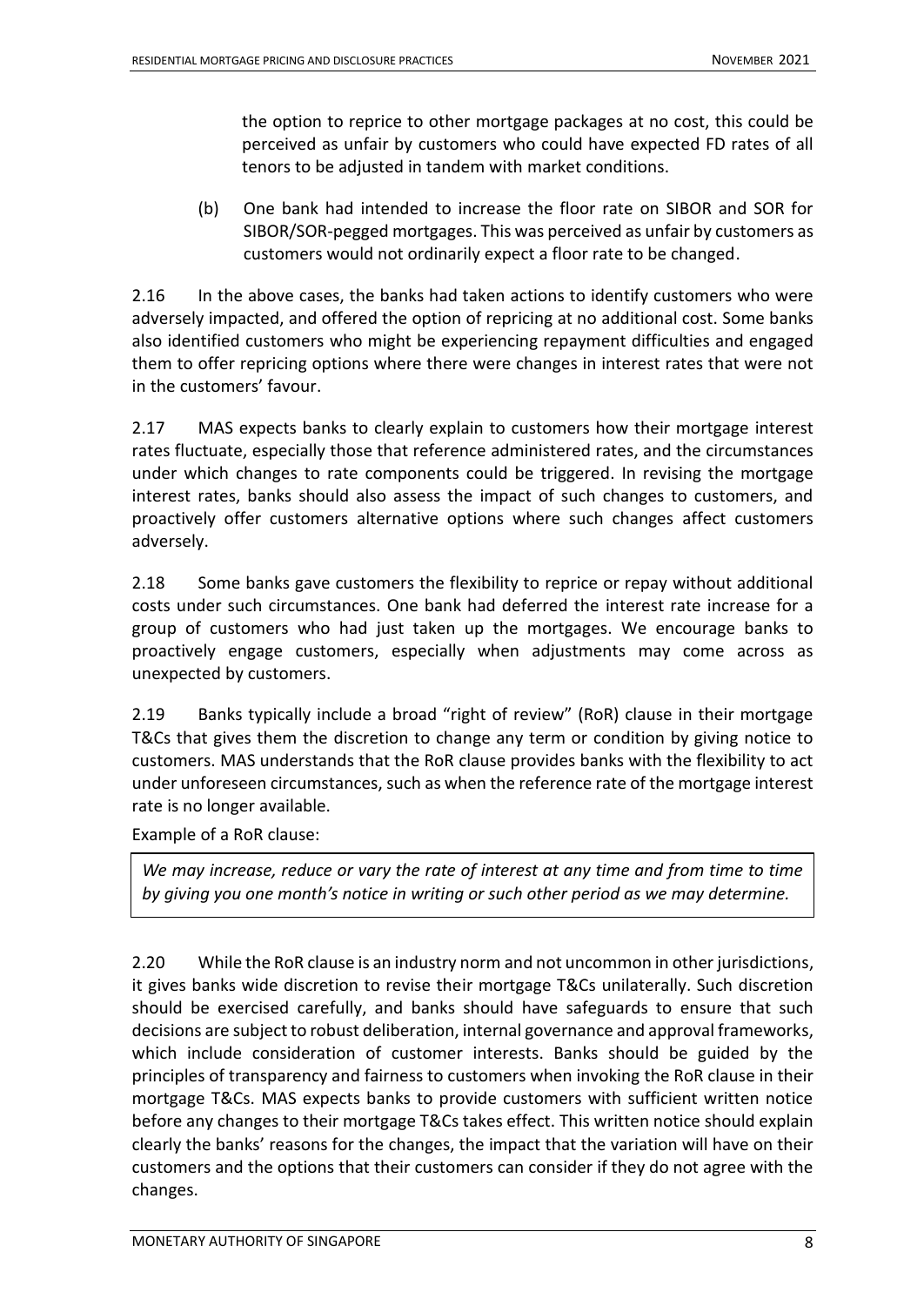the option to reprice to other mortgage packages at no cost, this could be perceived as unfair by customers who could have expected FD rates of all tenors to be adjusted in tandem with market conditions.

(b) One bank had intended to increase the floor rate on SIBOR and SOR for SIBOR/SOR-pegged mortgages. This was perceived as unfair by customers as customers would not ordinarily expect a floor rate to be changed.

2.16 In the above cases, the banks had taken actions to identify customers who were adversely impacted, and offered the option of repricing at no additional cost. Some banks also identified customers who might be experiencing repayment difficulties and engaged them to offer repricing options where there were changes in interest rates that were not in the customers' favour.

2.17 MAS expects banks to clearly explain to customers how their mortgage interest rates fluctuate, especially those that reference administered rates, and the circumstances under which changes to rate components could be triggered. In revising the mortgage interest rates, banks should also assess the impact of such changes to customers, and proactively offer customers alternative options where such changes affect customers adversely.

2.18 Some banks gave customers the flexibility to reprice or repay without additional costs under such circumstances. One bank had deferred the interest rate increase for a group of customers who had just taken up the mortgages. We encourage banks to proactively engage customers, especially when adjustments may come across as unexpected by customers.

2.19 Banks typically include a broad "right of review" (RoR) clause in their mortgage T&Cs that gives them the discretion to change any term or condition by giving notice to customers. MAS understands that the RoR clause provides banks with the flexibility to act under unforeseen circumstances, such as when the reference rate of the mortgage interest rate is no longer available.

Example of a RoR clause:

> *We may increase, reduce or vary the rate of interest at any time and from time to time by giving you one month's notice in writing or such other period as we may determine.*

2.20 While the RoR clause is an industry norm and not uncommon in other jurisdictions, it gives banks wide discretion to revise their mortgage T&Cs unilaterally. Such discretion should be exercised carefully, and banks should have safeguards to ensure that such decisions are subject to robust deliberation, internal governance and approval frameworks, which include consideration of customer interests. Banks should be guided by the principles of transparency and fairness to customers when invoking the RoR clause in their mortgage T&Cs. MAS expects banks to provide customers with sufficient written notice before any changes to their mortgage T&Cs takes effect. This written notice should explain clearly the banks' reasons for the changes, the impact that the variation will have on their customers and the options that their customers can consider if they do not agree with the changes.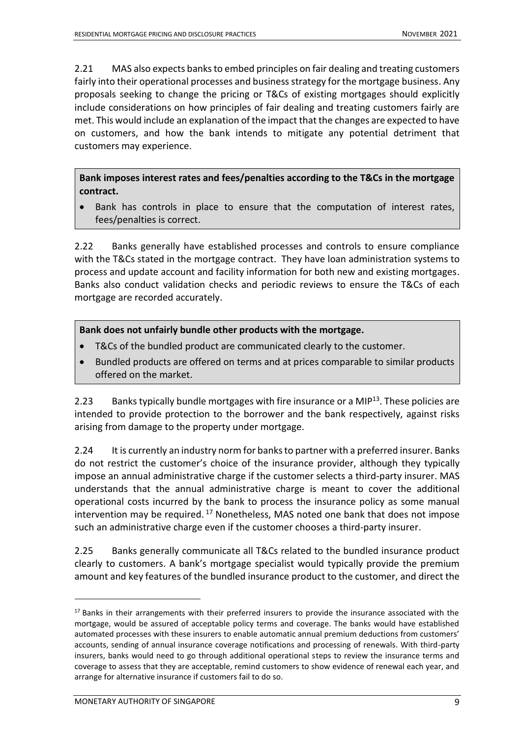2.21 MAS also expects banks to embed principles on fair dealing and treating customers fairly into their operational processes and business strategy for the mortgage business. Any proposals seeking to change the pricing or T&Cs of existing mortgages should explicitly include considerations on how principles of fair dealing and treating customers fairly are met. This would include an explanation of the impact that the changes are expected to have on customers, and how the bank intends to mitigate any potential detriment that customers may experience.

> **Bank imposes interest rates and fees/penalties according to the T&Cs in the mortgage contract.**
>
> - Bank has controls in place to ensure that the computation of interest rates, fees/penalties is correct.

2.22 Banks generally have established processes and controls to ensure compliance with the T&Cs stated in the mortgage contract. They have loan administration systems to process and update account and facility information for both new and existing mortgages. Banks also conduct validation checks and periodic reviews to ensure the T&Cs of each mortgage are recorded accurately.

> **Bank does not unfairly bundle other products with the mortgage.**
>
> - T&Cs of the bundled product are communicated clearly to the customer.
> - Bundled products are offered on terms and at prices comparable to similar products offered on the market.

2.23 Banks typically bundle mortgages with fire insurance or a MIP[13]. These policies are intended to provide protection to the borrower and the bank respectively, against risks arising from damage to the property under mortgage.

2.24 It is currently an industry norm for banks to partner with a preferred insurer. Banks do not restrict the customer's choice of the insurance provider, although they typically impose an annual administrative charge if the customer selects a third-party insurer. MAS understands that the annual administrative charge is meant to cover the additional operational costs incurred by the bank to process the insurance policy as some manual intervention may be required.[17] Nonetheless, MAS noted one bank that does not impose such an administrative charge even if the customer chooses a third-party insurer.

2.25 Banks generally communicate all T&Cs related to the bundled insurance product clearly to customers. A bank's mortgage specialist would typically provide the premium amount and key features of the bundled insurance product to the customer, and direct the

---

[17] Banks in their arrangements with their preferred insurers to provide the insurance associated with the mortgage, would be assured of acceptable policy terms and coverage. The banks would have established automated processes with these insurers to enable automatic annual premium deductions from customers' accounts, sending of annual insurance coverage notifications and processing of renewals. With third-party insurers, banks would need to go through additional operational steps to review the insurance terms and coverage to assess that they are acceptable, remind customers to show evidence of renewal each year, and arrange for alternative insurance if customers fail to do so.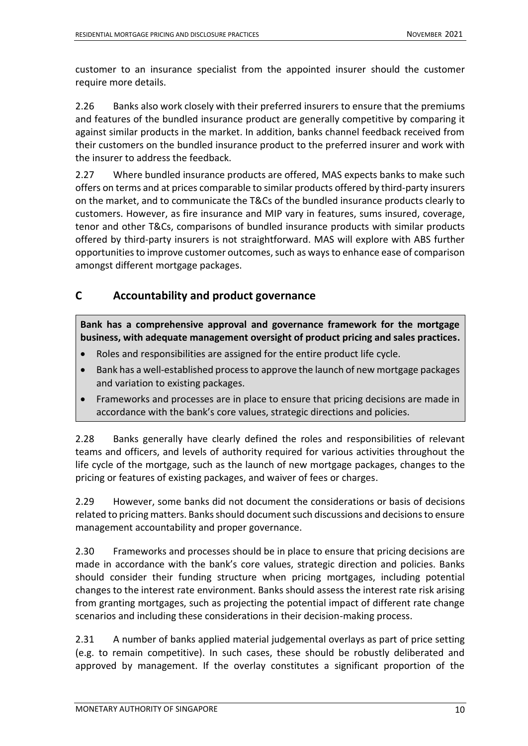customer to an insurance specialist from the appointed insurer should the customer require more details.

2.26 Banks also work closely with their preferred insurers to ensure that the premiums and features of the bundled insurance product are generally competitive by comparing it against similar products in the market. In addition, banks channel feedback received from their customers on the bundled insurance product to the preferred insurer and work with the insurer to address the feedback.

2.27 Where bundled insurance products are offered, MAS expects banks to make such offers on terms and at prices comparable to similar products offered by third-party insurers on the market, and to communicate the T&Cs of the bundled insurance products clearly to customers. However, as fire insurance and MIP vary in features, sums insured, coverage, tenor and other T&Cs, comparisons of bundled insurance products with similar products offered by third-party insurers is not straightforward. MAS will explore with ABS further opportunities to improve customer outcomes, such as ways to enhance ease of comparison amongst different mortgage packages.

## C Accountability and product governance

**Bank has a comprehensive approval and governance framework for the mortgage business, with adequate management oversight of product pricing and sales practices.**

- Roles and responsibilities are assigned for the entire product life cycle.
- Bank has a well-established process to approve the launch of new mortgage packages and variation to existing packages.
- Frameworks and processes are in place to ensure that pricing decisions are made in accordance with the bank's core values, strategic directions and policies.

2.28 Banks generally have clearly defined the roles and responsibilities of relevant teams and officers, and levels of authority required for various activities throughout the life cycle of the mortgage, such as the launch of new mortgage packages, changes to the pricing or features of existing packages, and waiver of fees or charges.

2.29 However, some banks did not document the considerations or basis of decisions related to pricing matters. Banks should document such discussions and decisions to ensure management accountability and proper governance.

2.30 Frameworks and processes should be in place to ensure that pricing decisions are made in accordance with the bank's core values, strategic direction and policies. Banks should consider their funding structure when pricing mortgages, including potential changes to the interest rate environment. Banks should assess the interest rate risk arising from granting mortgages, such as projecting the potential impact of different rate change scenarios and including these considerations in their decision-making process.

2.31 A number of banks applied material judgemental overlays as part of price setting (e.g. to remain competitive). In such cases, these should be robustly deliberated and approved by management. If the overlay constitutes a significant proportion of the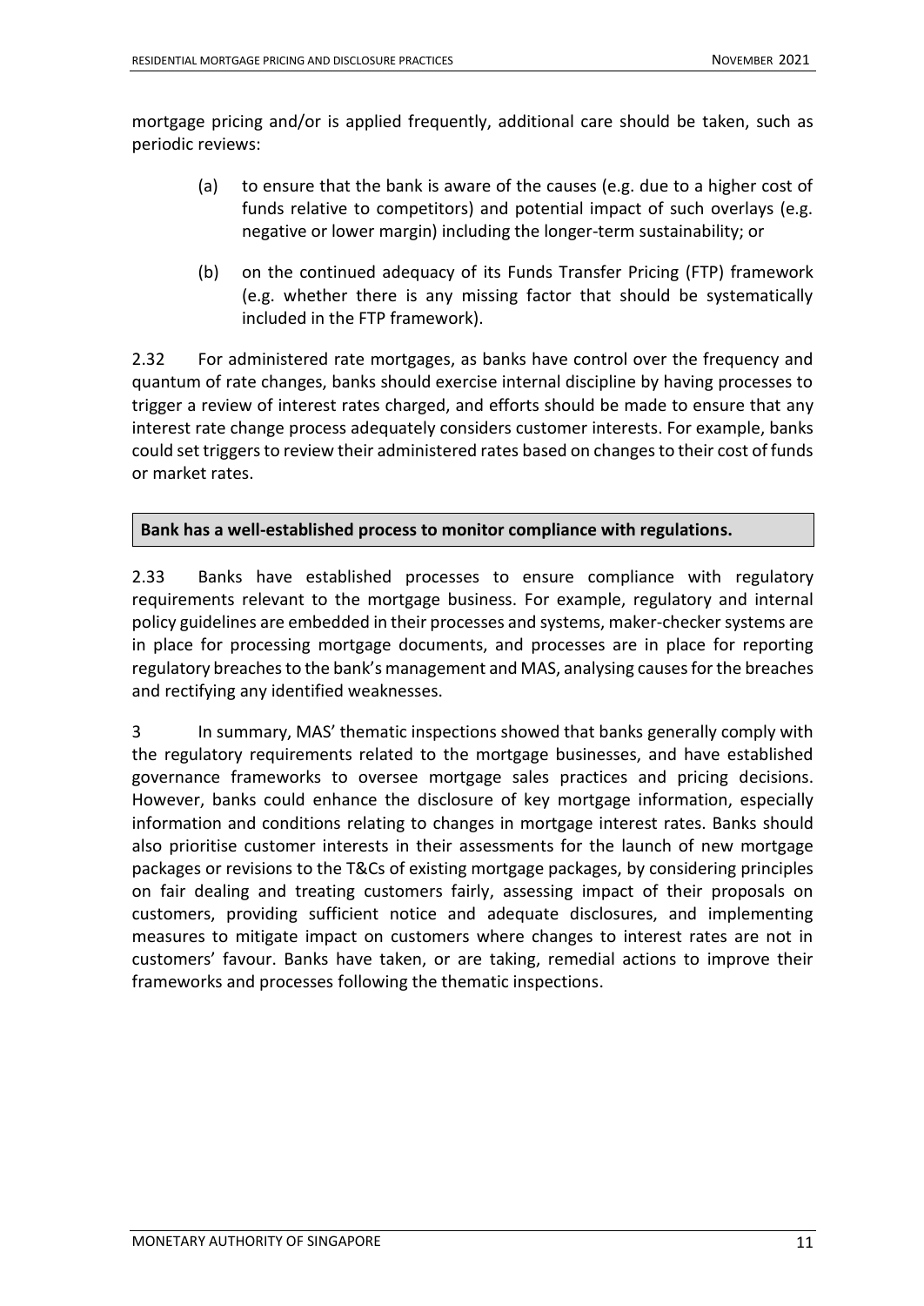mortgage pricing and/or is applied frequently, additional care should be taken, such as periodic reviews:

(a) to ensure that the bank is aware of the causes (e.g. due to a higher cost of funds relative to competitors) and potential impact of such overlays (e.g. negative or lower margin) including the longer-term sustainability; or

(b) on the continued adequacy of its Funds Transfer Pricing (FTP) framework (e.g. whether there is any missing factor that should be systematically included in the FTP framework).

2.32 For administered rate mortgages, as banks have control over the frequency and quantum of rate changes, banks should exercise internal discipline by having processes to trigger a review of interest rates charged, and efforts should be made to ensure that any interest rate change process adequately considers customer interests. For example, banks could set triggers to review their administered rates based on changes to their cost of funds or market rates.

**Bank has a well-established process to monitor compliance with regulations.**

2.33 Banks have established processes to ensure compliance with regulatory requirements relevant to the mortgage business. For example, regulatory and internal policy guidelines are embedded in their processes and systems, maker-checker systems are in place for processing mortgage documents, and processes are in place for reporting regulatory breaches to the bank's management and MAS, analysing causes for the breaches and rectifying any identified weaknesses.

3 In summary, MAS' thematic inspections showed that banks generally comply with the regulatory requirements related to the mortgage businesses, and have established governance frameworks to oversee mortgage sales practices and pricing decisions. However, banks could enhance the disclosure of key mortgage information, especially information and conditions relating to changes in mortgage interest rates. Banks should also prioritise customer interests in their assessments for the launch of new mortgage packages or revisions to the T&Cs of existing mortgage packages, by considering principles on fair dealing and treating customers fairly, assessing impact of their proposals on customers, providing sufficient notice and adequate disclosures, and implementing measures to mitigate impact on customers where changes to interest rates are not in customers' favour. Banks have taken, or are taking, remedial actions to improve their frameworks and processes following the thematic inspections.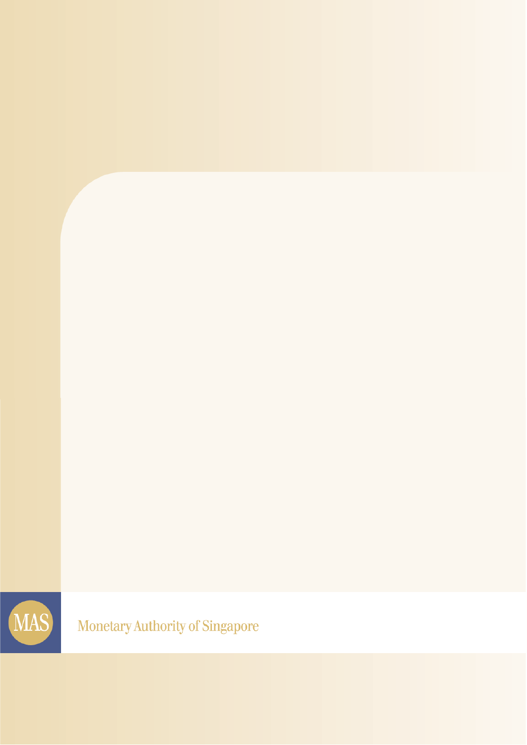Monetary Authority of Singapore